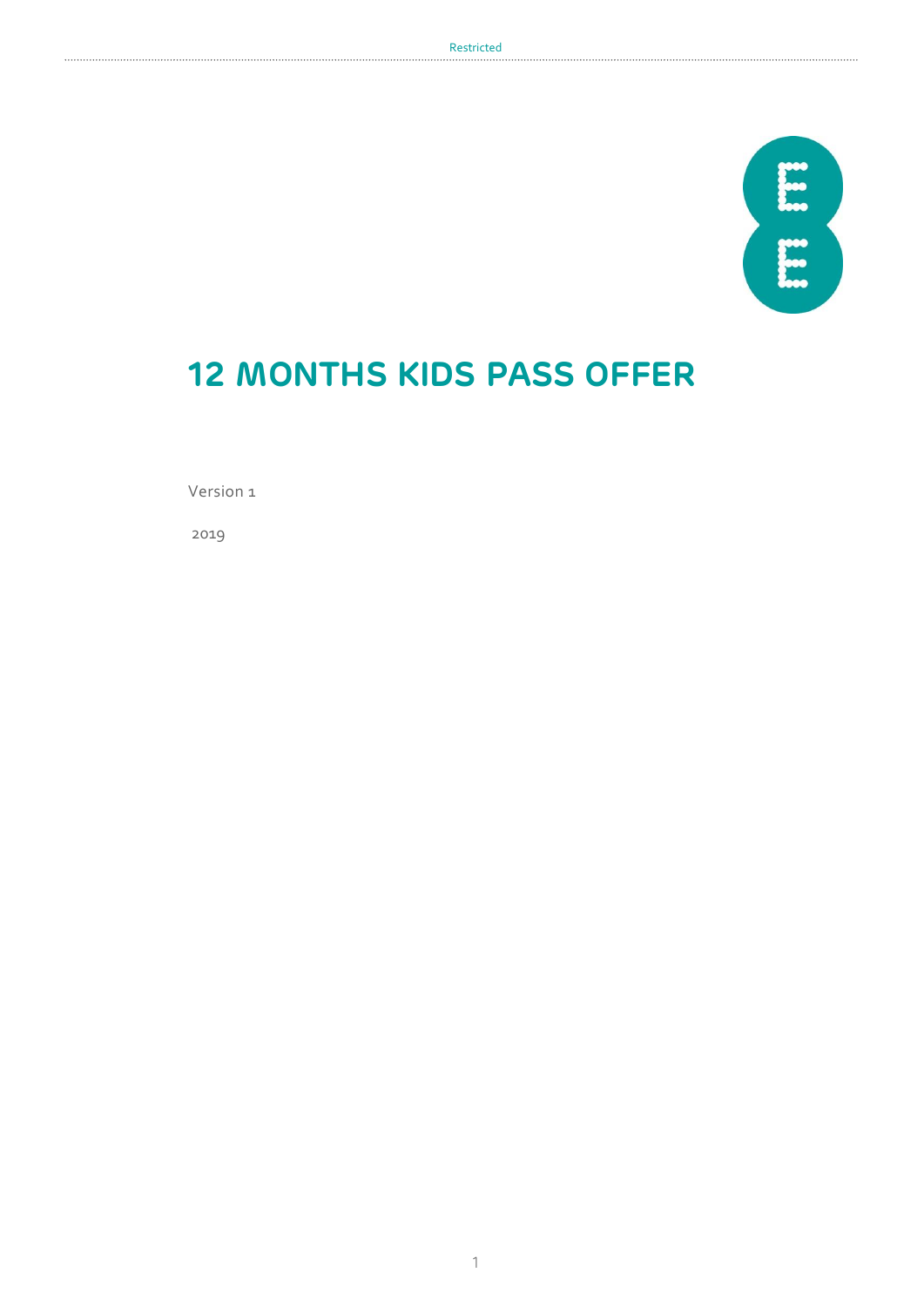# 12 MONTHS KIDS PASS OFFER

Version 1

2019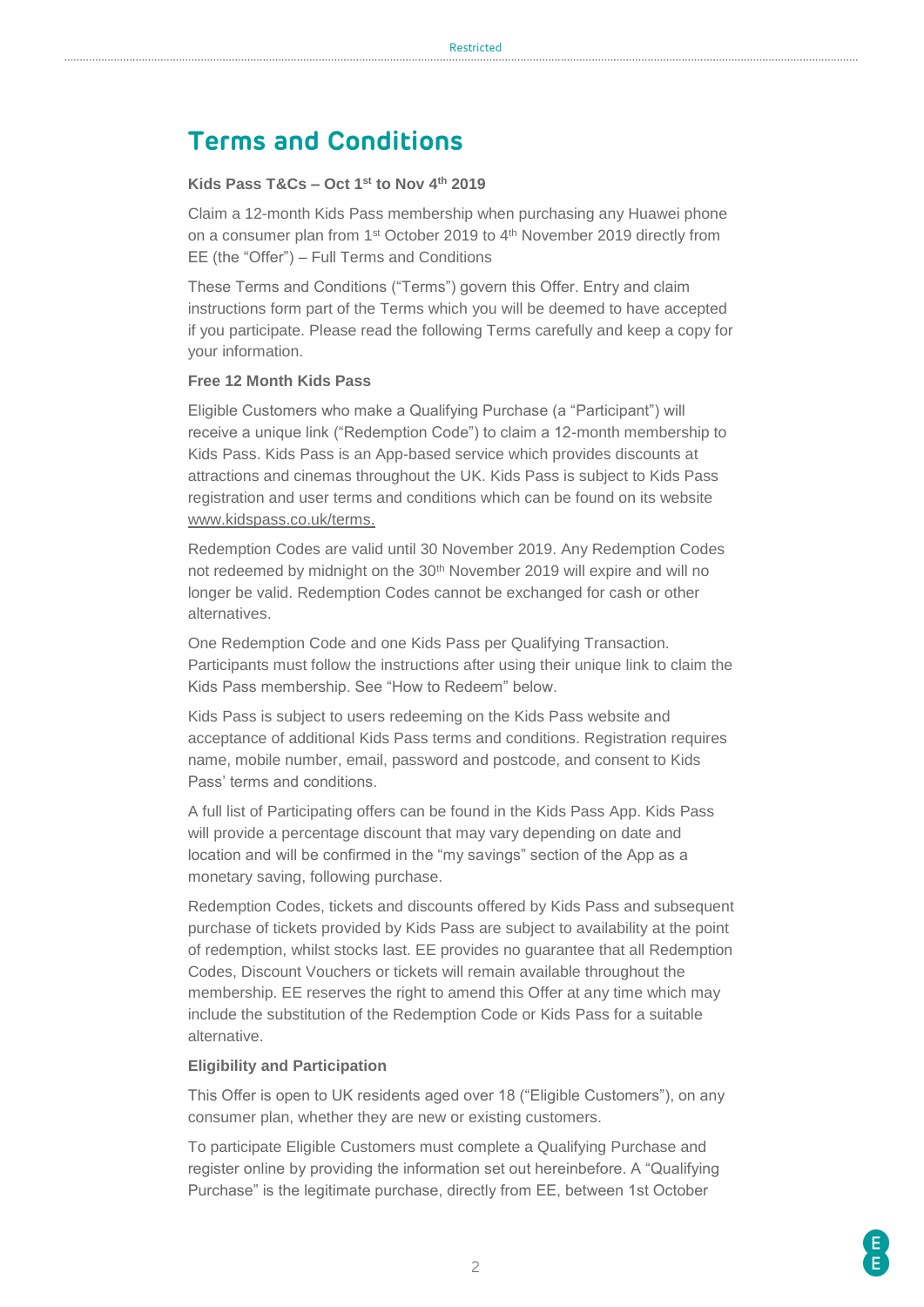# Terms and Conditions

**Kids Pass T&Cs – Oct 1st to Nov 4th 2019**

Claim a 12-month Kids Pass membership when purchasing any Huawei phone on a consumer plan from 1st October 2019 to 4th November 2019 directly from EE (the "Offer") – Full Terms and Conditions

These Terms and Conditions ("Terms") govern this Offer. Entry and claim instructions form part of the Terms which you will be deemed to have accepted if you participate. Please read the following Terms carefully and keep a copy for your information.

**Free 12 Month Kids Pass**

Eligible Customers who make a Qualifying Purchase (a "Participant") will receive a unique link ("Redemption Code") to claim a 12-month membership to Kids Pass. Kids Pass is an App-based service which provides discounts at attractions and cinemas throughout the UK. Kids Pass is subject to Kids Pass registration and user terms and conditions which can be found on its website www.kidspass.co.uk/terms.

Redemption Codes are valid until 30 November 2019. Any Redemption Codes not redeemed by midnight on the 30th November 2019 will expire and will no longer be valid. Redemption Codes cannot be exchanged for cash or other alternatives.

One Redemption Code and one Kids Pass per Qualifying Transaction. Participants must follow the instructions after using their unique link to claim the Kids Pass membership. See "How to Redeem" below.

Kids Pass is subject to users redeeming on the Kids Pass website and acceptance of additional Kids Pass terms and conditions. Registration requires name, mobile number, email, password and postcode, and consent to Kids Pass' terms and conditions.

A full list of Participating offers can be found in the Kids Pass App. Kids Pass will provide a percentage discount that may vary depending on date and location and will be confirmed in the "my savings" section of the App as a monetary saving, following purchase.

Redemption Codes, tickets and discounts offered by Kids Pass and subsequent purchase of tickets provided by Kids Pass are subject to availability at the point of redemption, whilst stocks last. EE provides no guarantee that all Redemption Codes, Discount Vouchers or tickets will remain available throughout the membership. EE reserves the right to amend this Offer at any time which may include the substitution of the Redemption Code or Kids Pass for a suitable alternative.

**Eligibility and Participation**

This Offer is open to UK residents aged over 18 ("Eligible Customers"), on any consumer plan, whether they are new or existing customers.

To participate Eligible Customers must complete a Qualifying Purchase and register online by providing the information set out hereinbefore. A "Qualifying Purchase" is the legitimate purchase, directly from EE, between 1st October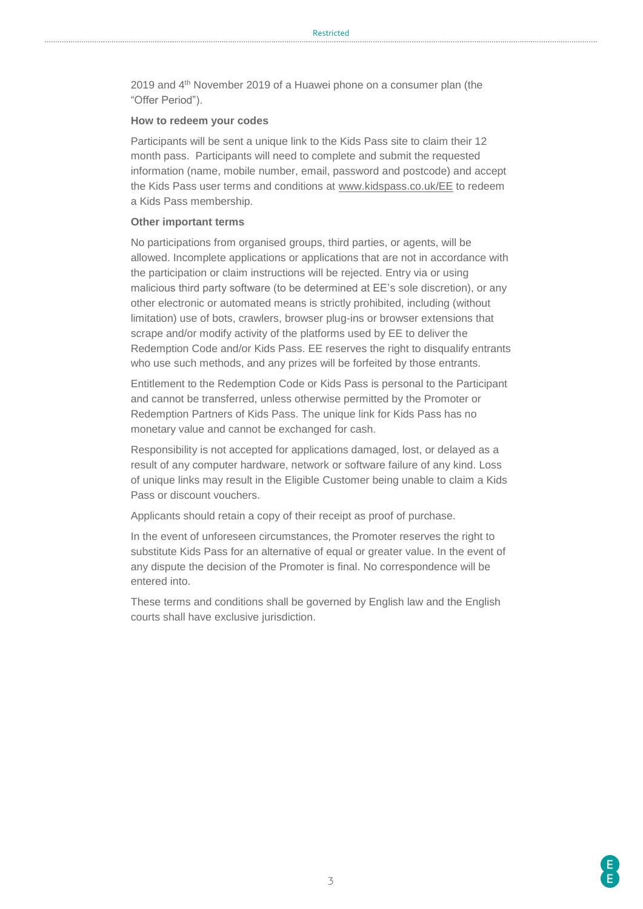2019 and 4th November 2019 of a Huawei phone on a consumer plan (the "Offer Period").

**How to redeem your codes**

Participants will be sent a unique link to the Kids Pass site to claim their 12 month pass. Participants will need to complete and submit the requested information (name, mobile number, email, password and postcode) and accept the Kids Pass user terms and conditions at www.kidspass.co.uk/EE to redeem a Kids Pass membership.

**Other important terms**

No participations from organised groups, third parties, or agents, will be allowed. Incomplete applications or applications that are not in accordance with the participation or claim instructions will be rejected. Entry via or using malicious third party software (to be determined at EE's sole discretion), or any other electronic or automated means is strictly prohibited, including (without limitation) use of bots, crawlers, browser plug-ins or browser extensions that scrape and/or modify activity of the platforms used by EE to deliver the Redemption Code and/or Kids Pass. EE reserves the right to disqualify entrants who use such methods, and any prizes will be forfeited by those entrants.

Entitlement to the Redemption Code or Kids Pass is personal to the Participant and cannot be transferred, unless otherwise permitted by the Promoter or Redemption Partners of Kids Pass. The unique link for Kids Pass has no monetary value and cannot be exchanged for cash.

Responsibility is not accepted for applications damaged, lost, or delayed as a result of any computer hardware, network or software failure of any kind. Loss of unique links may result in the Eligible Customer being unable to claim a Kids Pass or discount vouchers.

Applicants should retain a copy of their receipt as proof of purchase.

In the event of unforeseen circumstances, the Promoter reserves the right to substitute Kids Pass for an alternative of equal or greater value. In the event of any dispute the decision of the Promoter is final. No correspondence will be entered into.

These terms and conditions shall be governed by English law and the English courts shall have exclusive jurisdiction.